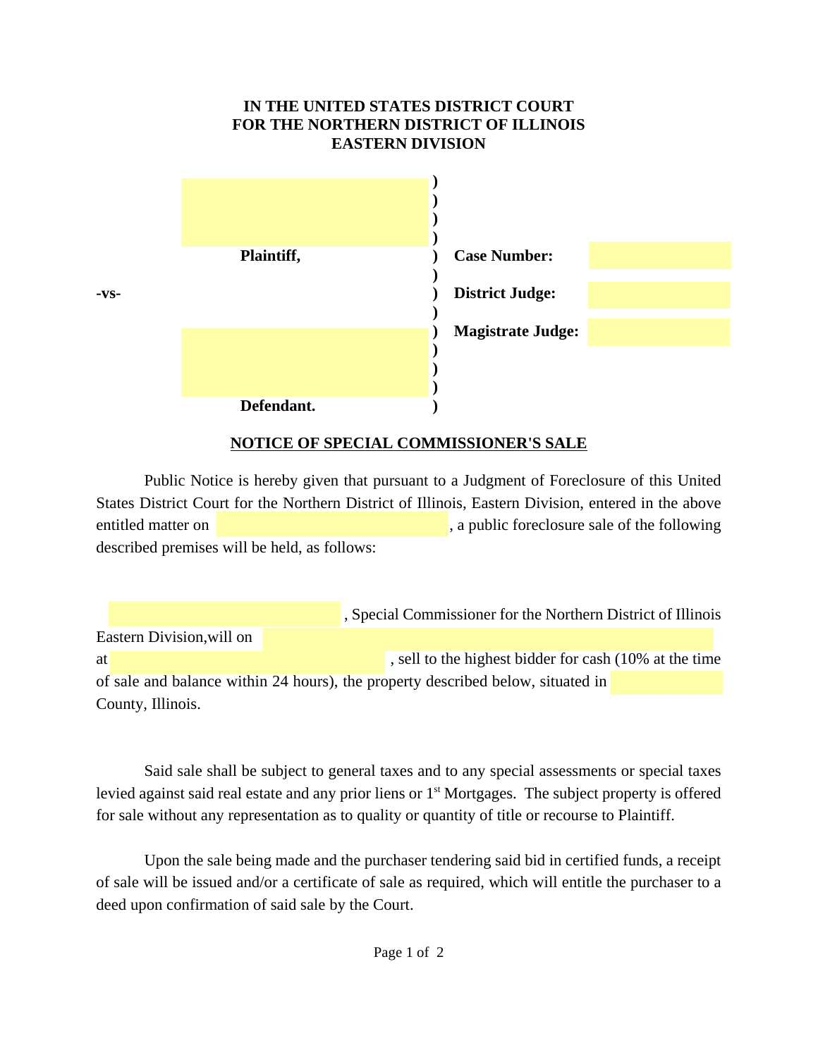**IN THE UNITED STATES DISTRICT COURT**
**FOR THE NORTHERN DISTRICT OF ILLINOIS**
**EASTERN DIVISION**

| | | | |
|---|---|---|---|
| | ) | | |
| **Plaintiff,** | ) | **Case Number:** | |
| **-vs-** | ) | **District Judge:** | |
| | ) | **Magistrate Judge:** | |
| **Defendant.** | ) | | |

**NOTICE OF SPECIAL COMMISSIONER'S SALE**

Public Notice is hereby given that pursuant to a Judgment of Foreclosure of this United States District Court for the Northern District of Illinois, Eastern Division, entered in the above entitled matter on ______________, a public foreclosure sale of the following described premises will be held, as follows:

______________, Special Commissioner for the Northern District of Illinois Eastern Division,will on ______________ at ______________, sell to the highest bidder for cash (10% at the time of sale and balance within 24 hours), the property described below, situated in ______________ County, Illinois.

Said sale shall be subject to general taxes and to any special assessments or special taxes levied against said real estate and any prior liens or 1st Mortgages. The subject property is offered for sale without any representation as to quality or quantity of title or recourse to Plaintiff.

Upon the sale being made and the purchaser tendering said bid in certified funds, a receipt of sale will be issued and/or a certificate of sale as required, which will entitle the purchaser to a deed upon confirmation of said sale by the Court.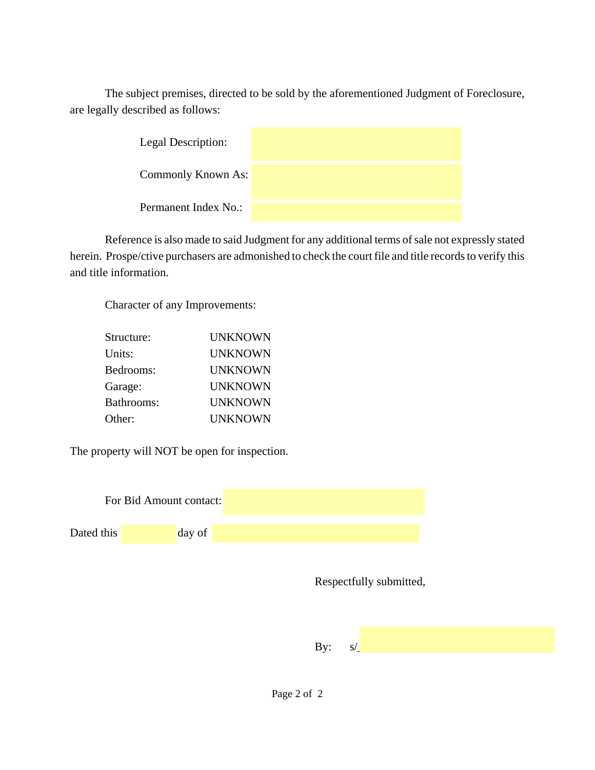The subject premises, directed to be sold by the aforementioned Judgment of Foreclosure, are legally described as follows:

Legal Description:

Commonly Known As:

Permanent Index No.:

Reference is also made to said Judgment for any additional terms of sale not expressly stated herein. Prospe/ctive purchasers are admonished to check the court file and title records to verify this and title information.

Character of any Improvements:

| | |
|---|---|
| Structure: | UNKNOWN |
| Units: | UNKNOWN |
| Bedrooms: | UNKNOWN |
| Garage: | UNKNOWN |
| Bathrooms: | UNKNOWN |
| Other: | UNKNOWN |

The property will NOT be open for inspection.

For Bid Amount contact:

Dated this ______ day of ______

Respectfully submitted,

By: s/